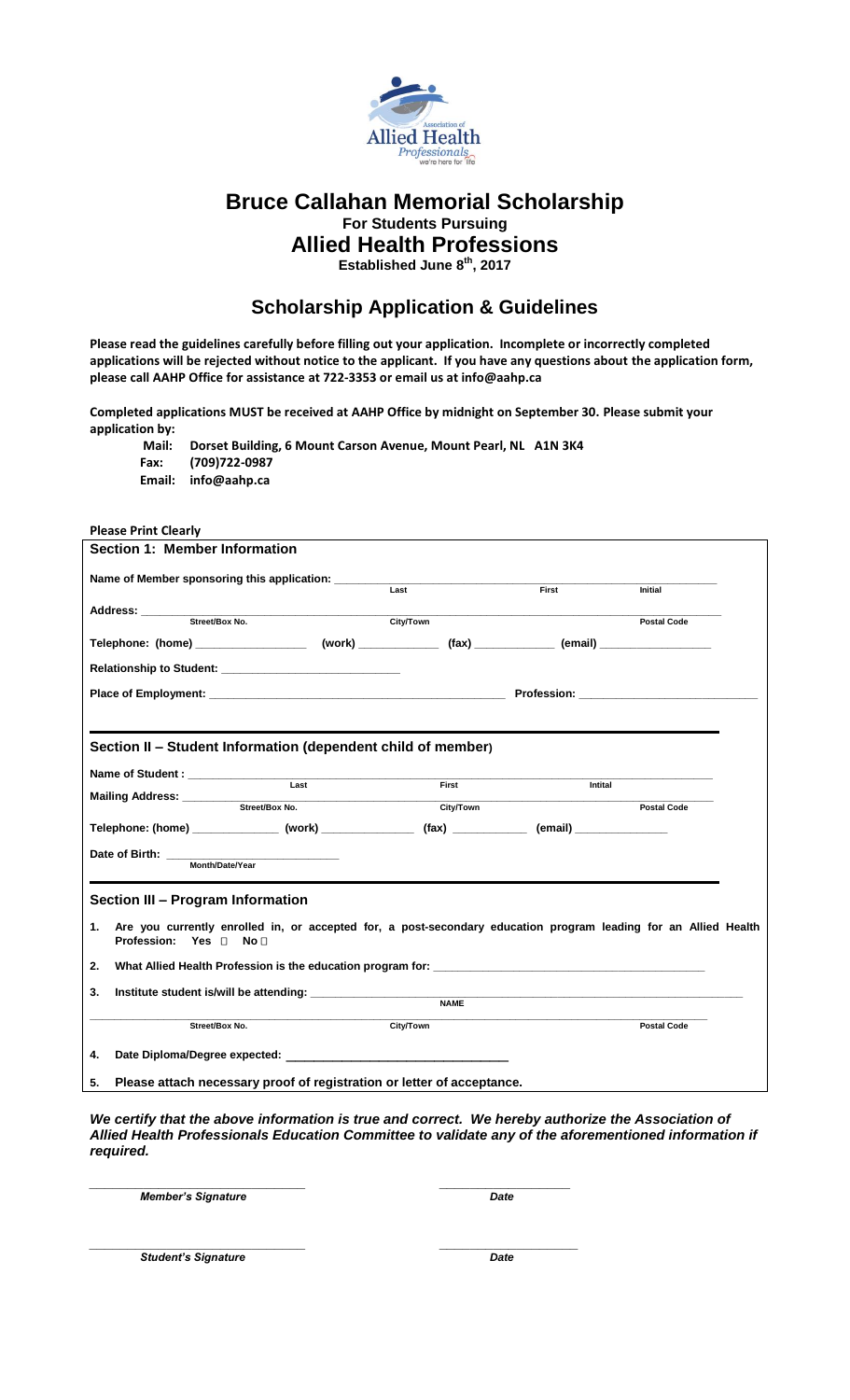# Bruce Callahan Memorial Scholarship

**For Students Pursuing**

## Allied Health Professions

**Established June 8th, 2017**

## Scholarship Application & Guidelines

**Please read the guidelines carefully before filling out your application. Incomplete or incorrectly completed applications will be rejected without notice to the applicant. If you have any questions about the application form, please call AAHP Office for assistance at 722-3353 or email us at info@aahp.ca**

**Completed applications MUST be received at AAHP Office by midnight on September 30. Please submit your application by:**

**Mail: Dorset Building, 6 Mount Carson Avenue, Mount Pearl, NL A1N 3K4**
**Fax: (709)722-0987**
**Email: info@aahp.ca**

**Please Print Clearly**

### Section 1: Member Information

**Name of Member sponsoring this application:** ______________________________
Last / First / Initial

**Address:** ______________________________
Street/Box No. / City/Town / Postal Code

**Telephone: (home)** ____________ **(work)** ____________ **(fax)** ____________ **(email)** ____________

**Relationship to Student:** ______________________________

**Place of Employment:** ______________________________ **Profession:** ______________________________

### Section II – Student Information (dependent child of member)

**Name of Student :** ______________________________
Last / First / Intital

**Mailing Address:** ______________________________
Street/Box No. / City/Town / Postal Code

**Telephone: (home)** ____________ **(work)** ____________ **(fax)** ____________ **(email)** ____________

**Date of Birth:** ______________________________
Month/Date/Year

### Section III – Program Information

1. **Are you currently enrolled in, or accepted for, a post-secondary education program leading for an Allied Health Profession: Yes ☐ No ☐**
2. **What Allied Health Profession is the education program for:** ______________________________
3. **Institute student is/will be attending:** ______________________________
   NAME
   ______________________________
   Street/Box No. / City/Town / Postal Code
4. **Date Diploma/Degree expected:** ______________________________
5. **Please attach necessary proof of registration or letter of acceptance.**

***We certify that the above information is true and correct. We hereby authorize the Association of Allied Health Professionals Education Committee to validate any of the aforementioned information if required.***

______________________________ ______________________________
***Member's Signature*** ***Date***

______________________________ ______________________________
***Student's Signature*** ***Date***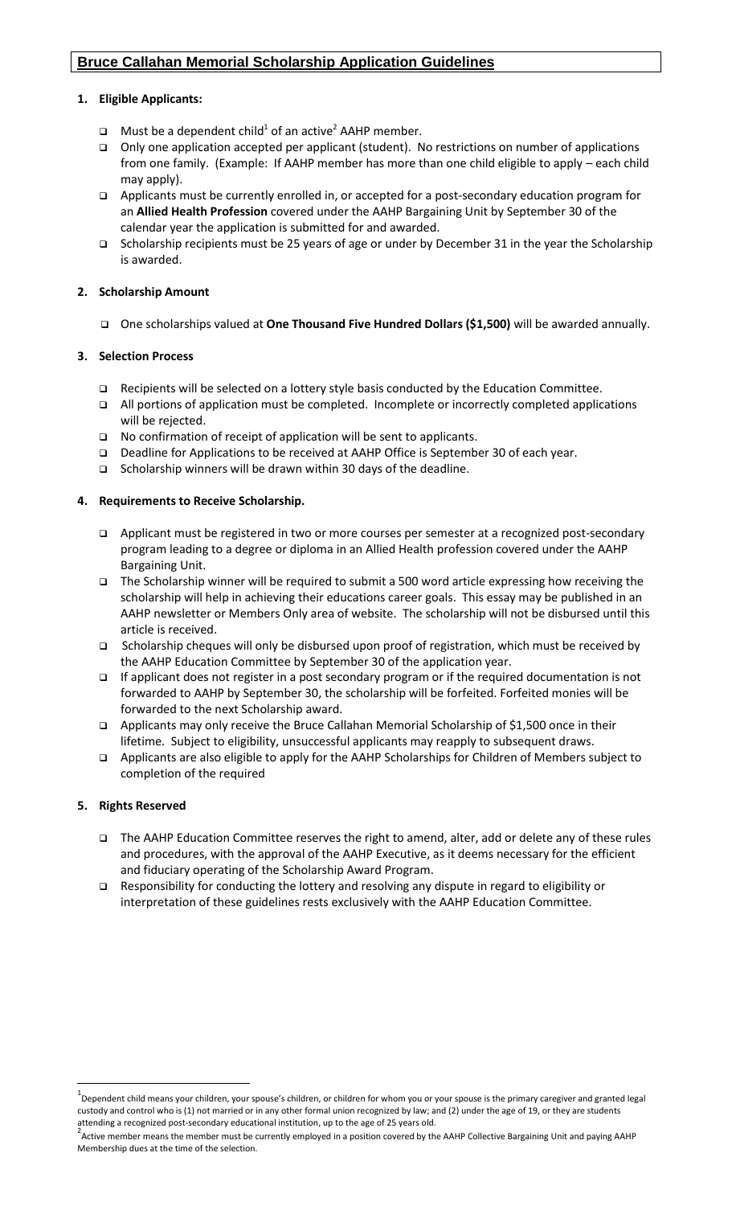## Bruce Callahan Memorial Scholarship Application Guidelines

### 1. Eligible Applicants:

- Must be a dependent child[1] of an active[2] AAHP member.
- Only one application accepted per applicant (student). No restrictions on number of applications from one family. (Example: If AAHP member has more than one child eligible to apply – each child may apply).
- Applicants must be currently enrolled in, or accepted for a post-secondary education program for an **Allied Health Profession** covered under the AAHP Bargaining Unit by September 30 of the calendar year the application is submitted for and awarded.
- Scholarship recipients must be 25 years of age or under by December 31 in the year the Scholarship is awarded.

### 2. Scholarship Amount

- One scholarships valued at **One Thousand Five Hundred Dollars ($1,500)** will be awarded annually.

### 3. Selection Process

- Recipients will be selected on a lottery style basis conducted by the Education Committee.
- All portions of application must be completed. Incomplete or incorrectly completed applications will be rejected.
- No confirmation of receipt of application will be sent to applicants.
- Deadline for Applications to be received at AAHP Office is September 30 of each year.
- Scholarship winners will be drawn within 30 days of the deadline.

### 4. Requirements to Receive Scholarship.

- Applicant must be registered in two or more courses per semester at a recognized post-secondary program leading to a degree or diploma in an Allied Health profession covered under the AAHP Bargaining Unit.
- The Scholarship winner will be required to submit a 500 word article expressing how receiving the scholarship will help in achieving their educations career goals. This essay may be published in an AAHP newsletter or Members Only area of website. The scholarship will not be disbursed until this article is received.
- Scholarship cheques will only be disbursed upon proof of registration, which must be received by the AAHP Education Committee by September 30 of the application year.
- If applicant does not register in a post secondary program or if the required documentation is not forwarded to AAHP by September 30, the scholarship will be forfeited. Forfeited monies will be forwarded to the next Scholarship award.
- Applicants may only receive the Bruce Callahan Memorial Scholarship of $1,500 once in their lifetime. Subject to eligibility, unsuccessful applicants may reapply to subsequent draws.
- Applicants are also eligible to apply for the AAHP Scholarships for Children of Members subject to completion of the required

### 5. Rights Reserved

- The AAHP Education Committee reserves the right to amend, alter, add or delete any of these rules and procedures, with the approval of the AAHP Executive, as it deems necessary for the efficient and fiduciary operating of the Scholarship Award Program.
- Responsibility for conducting the lottery and resolving any dispute in regard to eligibility or interpretation of these guidelines rests exclusively with the AAHP Education Committee.

---

[1] Dependent child means your children, your spouse's children, or children for whom you or your spouse is the primary caregiver and granted legal custody and control who is (1) not married or in any other formal union recognized by law; and (2) under the age of 19, or they are students attending a recognized post-secondary educational institution, up to the age of 25 years old.

[2] Active member means the member must be currently employed in a position covered by the AAHP Collective Bargaining Unit and paying AAHP Membership dues at the time of the selection.